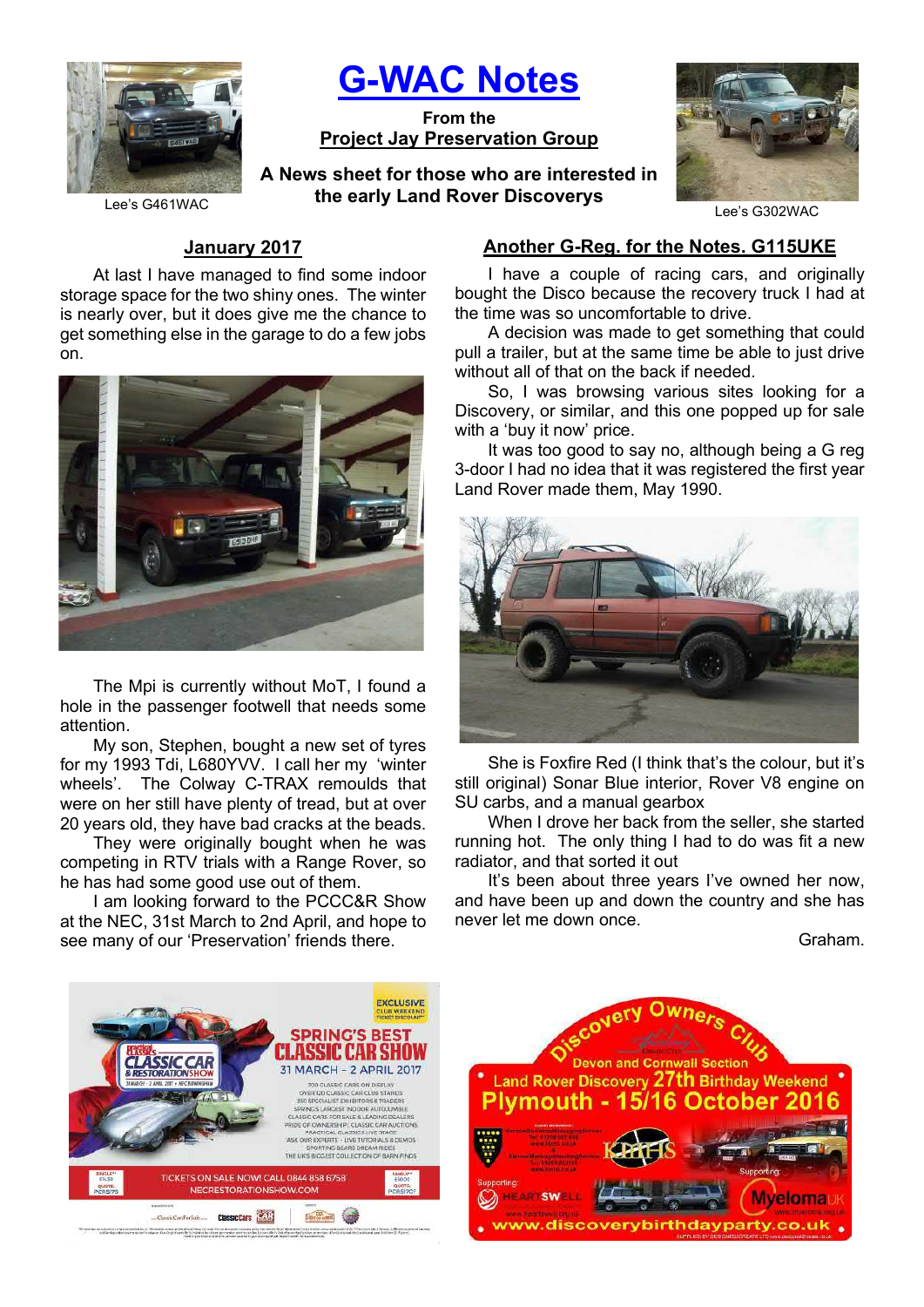# G-WAC Notes

**From the**
**Project Jay Preservation Group**

**A News sheet for those who are interested in the early Land Rover Discoverys**

Lee's G461WAC

Lee's G302WAC

## January 2017

At last I have managed to find some indoor storage space for the two shiny ones. The winter is nearly over, but it does give me the chance to get something else in the garage to do a few jobs on.

The Mpi is currently without MoT, I found a hole in the passenger footwell that needs some attention.

My son, Stephen, bought a new set of tyres for my 1993 Tdi, L680YVV. I call her my 'winter wheels'. The Colway C-TRAX remoulds that were on her still have plenty of tread, but at over 20 years old, they have bad cracks at the beads.

They were originally bought when he was competing in RTV trials with a Range Rover, so he has had some good use out of them.

I am looking forward to the PCCC&R Show at the NEC, 31st March to 2nd April, and hope to see many of our 'Preservation' friends there.

## Another G-Reg. for the Notes. G115UKE

I have a couple of racing cars, and originally bought the Disco because the recovery truck I had at the time was so uncomfortable to drive.

A decision was made to get something that could pull a trailer, but at the same time be able to just drive without all of that on the back if needed.

So, I was browsing various sites looking for a Discovery, or similar, and this one popped up for sale with a 'buy it now' price.

It was too good to say no, although being a G reg 3-door I had no idea that it was registered the first year Land Rover made them, May 1990.

She is Foxfire Red (I think that's the colour, but it's still original) Sonar Blue interior, Rover V8 engine on SU carbs, and a manual gearbox

When I drove her back from the seller, she started running hot. The only thing I had to do was fit a new radiator, and that sorted it out

It's been about three years I've owned her now, and have been up and down the country and she has never let me down once.

Graham.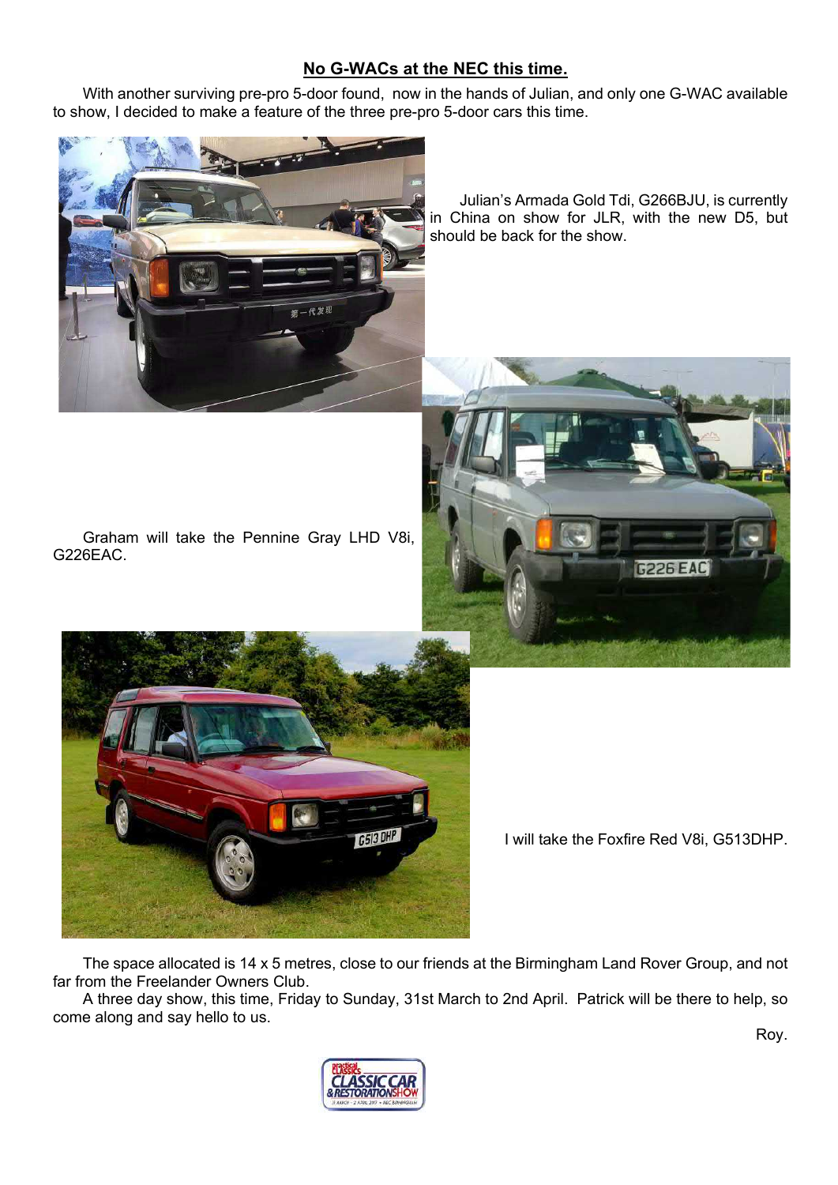## No G-WACs at the NEC this time.

With another surviving pre-pro 5-door found, now in the hands of Julian, and only one G-WAC available to show, I decided to make a feature of the three pre-pro 5-door cars this time.

Julian's Armada Gold Tdi, G266BJU, is currently in China on show for JLR, with the new D5, but should be back for the show.

Graham will take the Pennine Gray LHD V8i, G226EAC.

I will take the Foxfire Red V8i, G513DHP.

The space allocated is 14 x 5 metres, close to our friends at the Birmingham Land Rover Group, and not far from the Freelander Owners Club.

A three day show, this time, Friday to Sunday, 31st March to 2nd April. Patrick will be there to help, so come along and say hello to us.

Roy.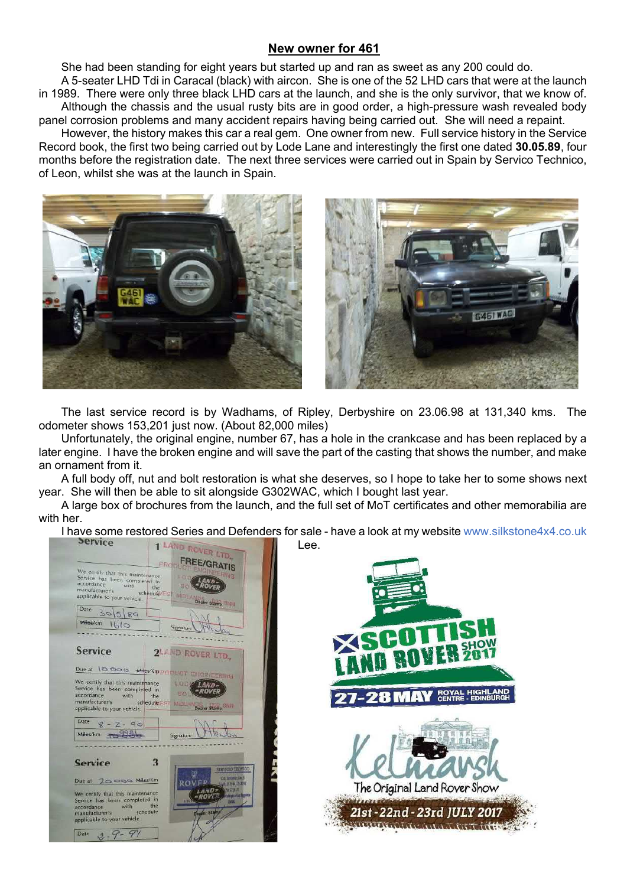## New owner for 461

She had been standing for eight years but started up and ran as sweet as any 200 could do.

A 5-seater LHD Tdi in Caracal (black) with aircon. She is one of the 52 LHD cars that were at the launch in 1989. There were only three black LHD cars at the launch, and she is the only survivor, that we know of.

Although the chassis and the usual rusty bits are in good order, a high-pressure wash revealed body panel corrosion problems and many accident repairs having being carried out. She will need a repaint.

However, the history makes this car a real gem. One owner from new. Full service history in the Service Record book, the first two being carried out by Lode Lane and interestingly the first one dated **30.05.89**, four months before the registration date. The next three services were carried out in Spain by Servico Technico, of Leon, whilst she was at the launch in Spain.

The last service record is by Wadhams, of Ripley, Derbyshire on 23.06.98 at 131,340 kms. The odometer shows 153,201 just now. (About 82,000 miles)

Unfortunately, the original engine, number 67, has a hole in the crankcase and has been replaced by a later engine. I have the broken engine and will save the part of the casting that shows the number, and make an ornament from it.

A full body off, nut and bolt restoration is what she deserves, so I hope to take her to some shows next year. She will then be able to sit alongside G302WAC, which I bought last year.

A large box of brochures from the launch, and the full set of MoT certificates and other memorabilia are with her.

I have some restored Series and Defenders for sale - have a look at my website www.silkstone4x4.co.uk

Lee.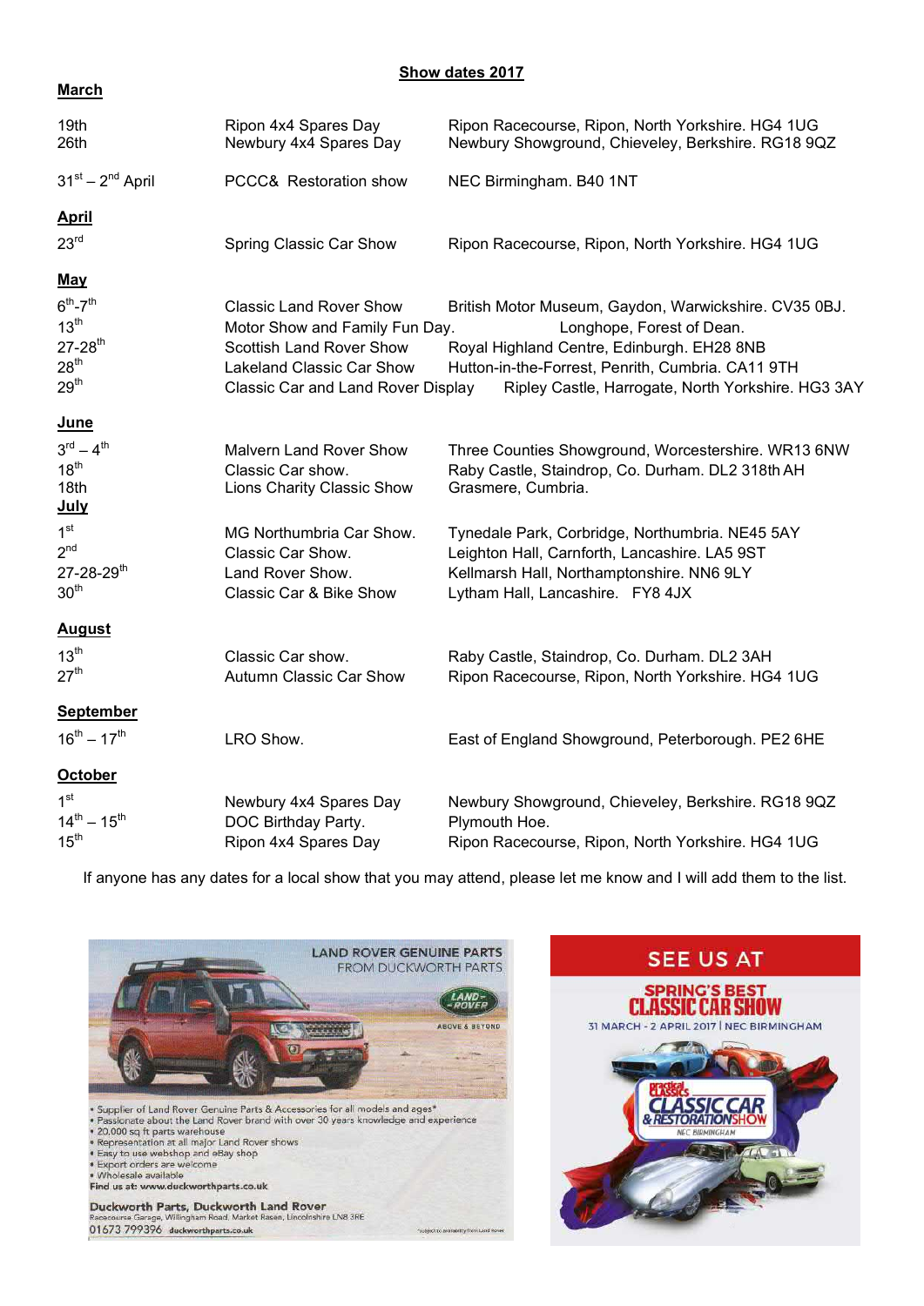# Show dates 2017

## March

| | | |
|---|---|---|
| 19th | Ripon 4x4 Spares Day | Ripon Racecourse, Ripon, North Yorkshire. HG4 1UG |
| 26th | Newbury 4x4 Spares Day | Newbury Showground, Chieveley, Berkshire. RG18 9QZ |
| 31st – 2nd April | PCCC& Restoration show | NEC Birmingham. B40 1NT |

## April

| | | |
|---|---|---|
| 23rd | Spring Classic Car Show | Ripon Racecourse, Ripon, North Yorkshire. HG4 1UG |

## May

| | | |
|---|---|---|
| 6th-7th | Classic Land Rover Show | British Motor Museum, Gaydon, Warwickshire. CV35 0BJ. |
| 13th | Motor Show and Family Fun Day. | Longhope, Forest of Dean. |
| 27-28th | Scottish Land Rover Show | Royal Highland Centre, Edinburgh. EH28 8NB |
| 28th | Lakeland Classic Car Show | Hutton-in-the-Forrest, Penrith, Cumbria. CA11 9TH |
| 29th | Classic Car and Land Rover Display | Ripley Castle, Harrogate, North Yorkshire. HG3 3AY |

## June

| | | |
|---|---|---|
| 3rd – 4th | Malvern Land Rover Show | Three Counties Showground, Worcestershire. WR13 6NW |
| 18th | Classic Car show. | Raby Castle, Staindrop, Co. Durham. DL2 318th AH |
| 18th | Lions Charity Classic Show | Grasmere, Cumbria. |

## July

| | | |
|---|---|---|
| 1st | MG Northumbria Car Show. | Tynedale Park, Corbridge, Northumbria. NE45 5AY |
| 2nd | Classic Car Show. | Leighton Hall, Carnforth, Lancashire. LA5 9ST |
| 27-28-29th | Land Rover Show. | Kellmarsh Hall, Northamptonshire. NN6 9LY |
| 30th | Classic Car & Bike Show | Lytham Hall, Lancashire. FY8 4JX |

## August

| | | |
|---|---|---|
| 13th | Classic Car show. | Raby Castle, Staindrop, Co. Durham. DL2 3AH |
| 27th | Autumn Classic Car Show | Ripon Racecourse, Ripon, North Yorkshire. HG4 1UG |

## September

| | | |
|---|---|---|
| 16th – 17th | LRO Show. | East of England Showground, Peterborough. PE2 6HE |

## October

| | | |
|---|---|---|
| 1st | Newbury 4x4 Spares Day | Newbury Showground, Chieveley, Berkshire. RG18 9QZ |
| 14th – 15th | DOC Birthday Party. | Plymouth Hoe. |
| 15th | Ripon 4x4 Spares Day | Ripon Racecourse, Ripon, North Yorkshire. HG4 1UG |

If anyone has any dates for a local show that you may attend, please let me know and I will add them to the list.

LAND ROVER GENUINE PARTS FROM DUCKWORTH PARTS

- Supplier of Land Rover Genuine Parts & Accessories for all models and ages*
- Passionate about the Land Rover brand with over 30 years knowledge and experience
- 20,000 sq ft parts warehouse
- Representation at all major Land Rover shows
- Easy to use webshop and eBay shop
- Export orders are welcome
- Wholesale available

Find us at: www.duckworthparts.co.uk

**Duckworth Parts, Duckworth Land Rover**
Racecourse Garage, Willingham Road, Market Rasen, Lincolnshire LN8 3RE
01673 799396 duckworthparts.co.uk

SEE US AT
SPRING'S BEST CLASSIC CAR SHOW
31 MARCH - 2 APRIL 2017 | NEC BIRMINGHAM
Practical Classics CLASSIC CAR & RESTORATION SHOW NEC BIRMINGHAM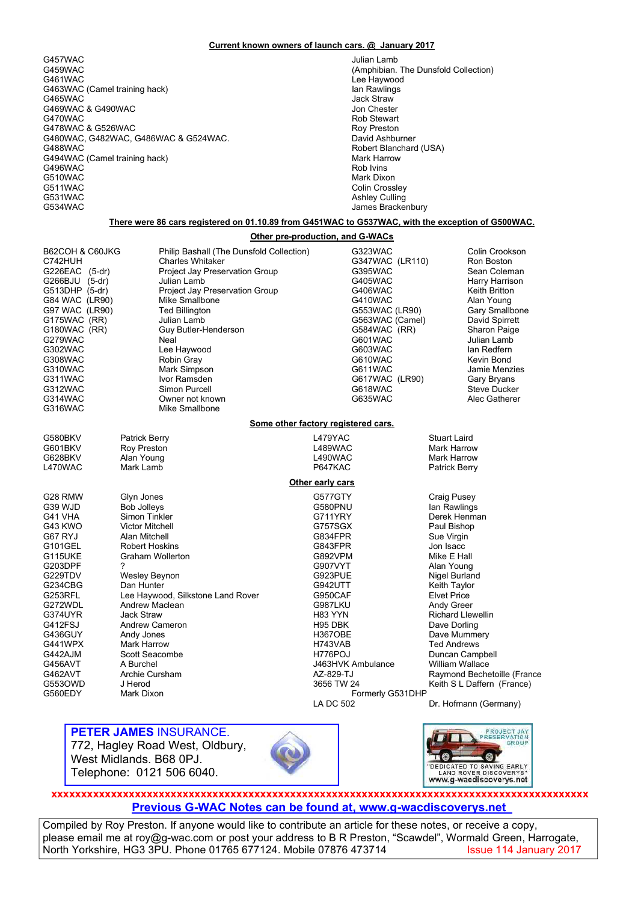**Current known owners of launch cars. @ January 2017**

| | |
|---|---|
| G457WAC | Julian Lamb |
| G459WAC | (Amphibian. The Dunsfold Collection) |
| G461WAC | Lee Haywood |
| G463WAC (Camel training hack) | Ian Rawlings |
| G465WAC | Jack Straw |
| G469WAC & G490WAC | Jon Chester |
| G470WAC | Rob Stewart |
| G478WAC & G526WAC | Roy Preston |
| G480WAC, G482WAC, G486WAC & G524WAC. | David Ashburner |
| G488WAC | Robert Blanchard (USA) |
| G494WAC (Camel training hack) | Mark Harrow |
| G496WAC | Rob Ivins |
| G510WAC | Mark Dixon |
| G511WAC | Colin Crossley |
| G531WAC | Ashley Culling |
| G534WAC | James Brackenbury |

**There were 86 cars registered on 01.10.89 from G451WAC to G537WAC, with the exception of G500WAC.**

**Other pre-production, and G-WACs**

| | | | |
|---|---|---|---|
| B62COH & C60JKG | Philip Bashall (The Dunsfold Collection) | G323WAC | Colin Crookson |
| C742HUH | Charles Whitaker | G347WAC (LR110) | Ron Boston |
| G226EAC (5-dr) | Project Jay Preservation Group | G395WAC | Sean Coleman |
| G266BJU (5-dr) | Julian Lamb | G405WAC | Harry Harrison |
| G513DHP (5-dr) | Project Jay Preservation Group | G406WAC | Keith Britton |
| G84 WAC (LR90) | Mike Smallbone | G410WAC | Alan Young |
| G97 WAC (LR90) | Ted Billington | G553WAC (LR90) | Gary Smallbone |
| G175WAC (RR) | Julian Lamb | G563WAC (Camel) | David Spirrett |
| G180WAC (RR) | Guy Butler-Henderson | G584WAC (RR) | Sharon Paige |
| G279WAC | Neal | G601WAC | Julian Lamb |
| G302WAC | Lee Haywood | G603WAC | Ian Redfern |
| G308WAC | Robin Gray | G610WAC | Kevin Bond |
| G310WAC | Mark Simpson | G611WAC | Jamie Menzies |
| G311WAC | Ivor Ramsden | G617WAC (LR90) | Gary Bryans |
| G312WAC | Simon Purcell | G618WAC | Steve Ducker |
| G314WAC | Owner not known | G635WAC | Alec Gatherer |
| G316WAC | Mike Smallbone | | |

**Some other factory registered cars.**

| | | | |
|---|---|---|---|
| G580BKV | Patrick Berry | L479YAC | Stuart Laird |
| G601BKV | Roy Preston | L489WAC | Mark Harrow |
| G628BKV | Alan Young | L490WAC | Mark Harrow |
| L470WAC | Mark Lamb | P647KAC | Patrick Berry |

**Other early cars**

| | | | |
|---|---|---|---|
| G28 RMW | Glyn Jones | G577GTY | Craig Pusey |
| G39 WJD | Bob Jolleys | G580PNU | Ian Rawlings |
| G41 VHA | Simon Tinkler | G711YRY | Derek Henman |
| G43 KWO | Victor Mitchell | G757SGX | Paul Bishop |
| G67 RYJ | Alan Mitchell | G834FPR | Sue Virgin |
| G101GEL | Robert Hoskins | G843FPR | Jon Isacc |
| G115UKE | Graham Wollerton | G892VPM | Mike E Hall |
| G203DPF | ? | G907VYT | Alan Young |
| G229TDV | Wesley Beynon | G923PUE | Nigel Burland |
| G234CBG | Dan Hunter | G942UTT | Keith Taylor |
| G253RFL | Lee Haywood, Silkstone Land Rover | G950CAF | Elvet Price |
| G272WDL | Andrew Maclean | G987LKU | Andy Greer |
| G374UYR | Jack Straw | H83 YYN | Richard Llewellin |
| G412FSJ | Andrew Cameron | H95 DBK | Dave Dorling |
| G436GUY | Andy Jones | H367OBE | Dave Mummery |
| G441WPX | Mark Harrow | H743VAB | Ted Andrews |
| G442AJM | Scott Seacombe | H776POJ | Duncan Campbell |
| G456AVT | A Burchel | J463HVK Ambulance | William Wallace |
| G462AVT | Archie Cursham | AZ-829-TJ | Raymond Bechetoille (France |
| G553OWD | J Herod | 3656 TW 24 | Keith S L Daffern (France) |
| G560EDY | Mark Dixon | Formerly G531DHP | |
| | | LA DC 502 | Dr. Hofmann (Germany) |

**PETER JAMES** INSURANCE.
772, Hagley Road West, Oldbury,
West Midlands. B68 0PJ.
Telephone: 0121 506 6040.

PROJECT JAY PRESERVATION GROUP
"DEDICATED TO SAVING EARLY LAND ROVER DISCOVERYS"
www.g-wacdiscoverys.net

xxxxxxxxxxxxxxxxxxxxxxxxxxxxxxxxxxxxxxxxxxxxxxxxxxxxxxxxxxxxxxxxxxxxxxxxxxxxxxxxxxxx

**Previous G-WAC Notes can be found at, www.g-wacdiscoverys.net**

Compiled by Roy Preston. If anyone would like to contribute an article for these notes, or receive a copy, please email me at roy@g-wac.com or post your address to B R Preston, "Scawdel", Wormald Green, Harrogate, North Yorkshire, HG3 3PU. Phone 01765 677124. Mobile 07876 473714

Issue 114 January 2017